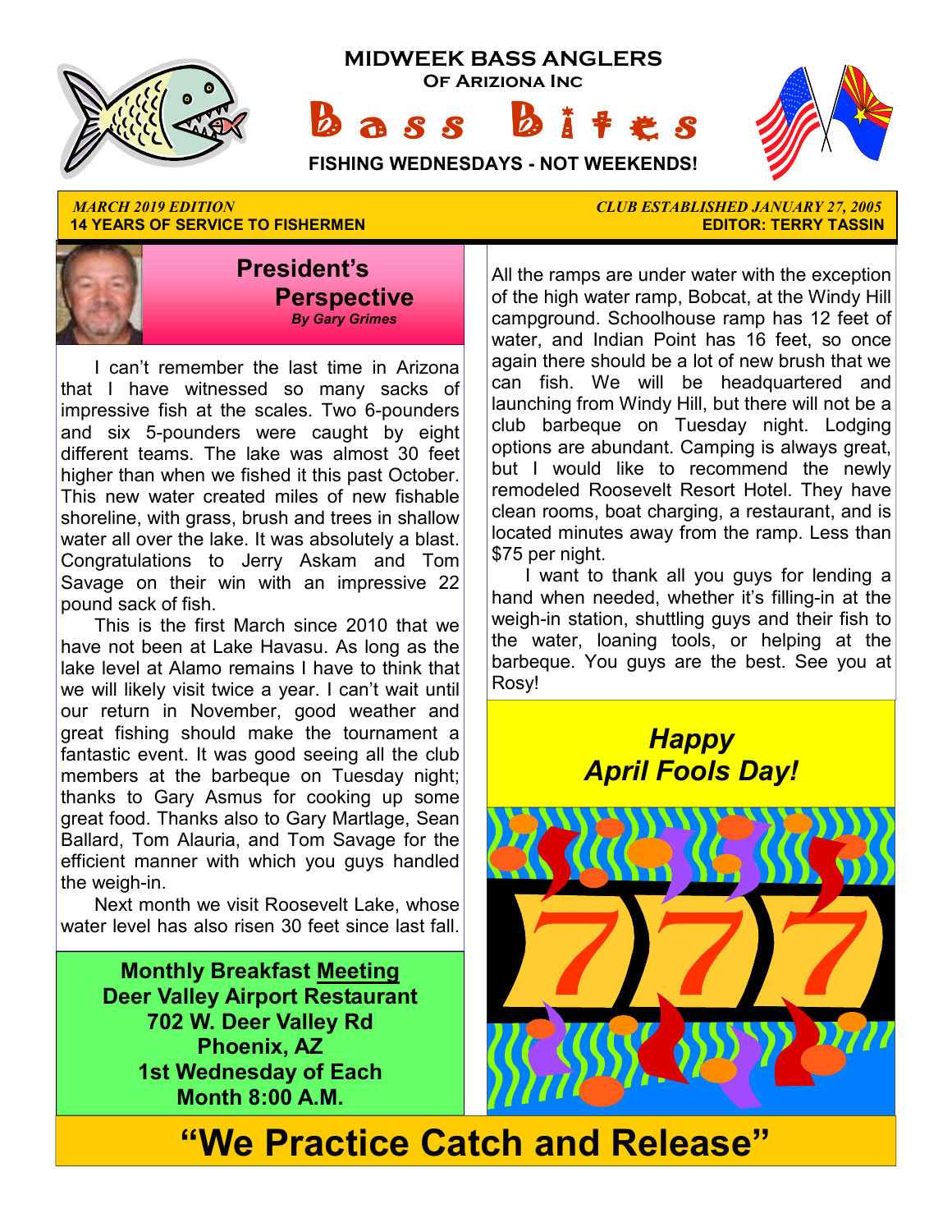# MIDWEEK BASS ANGLERS

**OF ARIZIONA INC**

# Bass Bites

**FISHING WEDNESDAYS - NOT WEEKENDS!**

*MARCH 2019 EDITION*
**14 YEARS OF SERVICE TO FISHERMEN**

*CLUB ESTABLISHED JANUARY 27, 2005*
**EDITOR: TERRY TASSIN**

## President's Perspective

***By Gary Grimes***

I can't remember the last time in Arizona that I have witnessed so many sacks of impressive fish at the scales. Two 6-pounders and six 5-pounders were caught by eight different teams. The lake was almost 30 feet higher than when we fished it this past October. This new water created miles of new fishable shoreline, with grass, brush and trees in shallow water all over the lake. It was absolutely a blast. Congratulations to Jerry Askam and Tom Savage on their win with an impressive 22 pound sack of fish.

This is the first March since 2010 that we have not been at Lake Havasu. As long as the lake level at Alamo remains I have to think that we will likely visit twice a year. I can't wait until our return in November, good weather and great fishing should make the tournament a fantastic event. It was good seeing all the club members at the barbeque on Tuesday night; thanks to Gary Asmus for cooking up some great food. Thanks also to Gary Martlage, Sean Ballard, Tom Alauria, and Tom Savage for the efficient manner with which you guys handled the weigh-in.

Next month we visit Roosevelt Lake, whose water level has also risen 30 feet since last fall. All the ramps are under water with the exception of the high water ramp, Bobcat, at the Windy Hill campground. Schoolhouse ramp has 12 feet of water, and Indian Point has 16 feet, so once again there should be a lot of new brush that we can fish. We will be headquartered and launching from Windy Hill, but there will not be a club barbeque on Tuesday night. Lodging options are abundant. Camping is always great, but I would like to recommend the newly remodeled Roosevelt Resort Hotel. They have clean rooms, boat charging, a restaurant, and is located minutes away from the ramp. Less than $75 per night.

I want to thank all you guys for lending a hand when needed, whether it's filling-in at the weigh-in station, shuttling guys and their fish to the water, loaning tools, or helping at the barbeque. You guys are the best. See you at Rosy!

**Monthly Breakfast Meeting**
**Deer Valley Airport Restaurant**
**702 W. Deer Valley Rd**
**Phoenix, AZ**
**1st Wednesday of Each Month 8:00 A.M.**

***Happy April Fools Day!***

# "We Practice Catch and Release"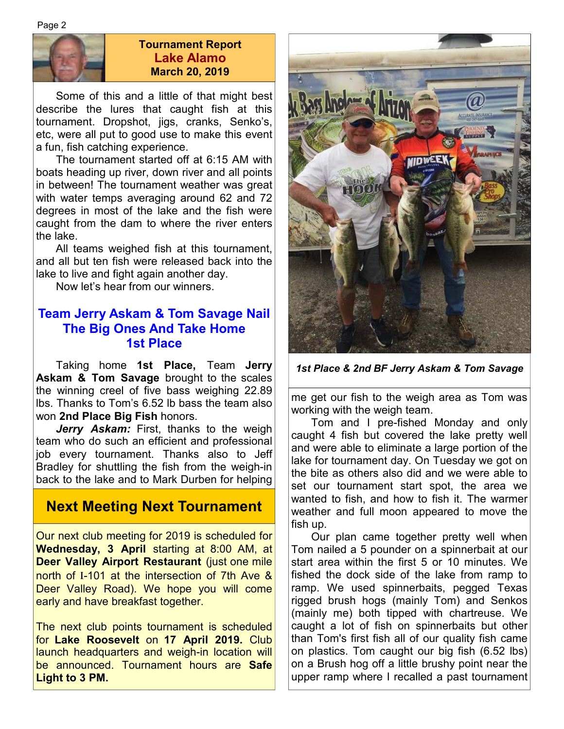## Tournament Report
## Lake Alamo
### March 20, 2019

Some of this and a little of that might best describe the lures that caught fish at this tournament. Dropshot, jigs, cranks, Senko's, etc, were all put to good use to make this event a fun, fish catching experience.

The tournament started off at 6:15 AM with boats heading up river, down river and all points in between! The tournament weather was great with water temps averaging around 62 and 72 degrees in most of the lake and the fish were caught from the dam to where the river enters the lake.

All teams weighed fish at this tournament, and all but ten fish were released back into the lake to live and fight again another day.

Now let's hear from our winners.

### Team Jerry Askam & Tom Savage Nail The Big Ones And Take Home 1st Place

Taking home **1st Place,** Team **Jerry Askam & Tom Savage** brought to the scales the winning creel of five bass weighing 22.89 lbs. Thanks to Tom's 6.52 lb bass the team also won **2nd Place Big Fish** honors.

***Jerry Askam:*** First, thanks to the weigh team who do such an efficient and professional job every tournament. Thanks also to Jeff Bradley for shuttling the fish from the weigh-in back to the lake and to Mark Durben for helping me get our fish to the weigh area as Tom was working with the weigh team.

Tom and I pre-fished Monday and only caught 4 fish but covered the lake pretty well and were able to eliminate a large portion of the lake for tournament day. On Tuesday we got on the bite as others also did and we were able to set our tournament start spot, the area we wanted to fish, and how to fish it. The warmer weather and full moon appeared to move the fish up.

Our plan came together pretty well when Tom nailed a 5 pounder on a spinnerbait at our start area within the first 5 or 10 minutes. We fished the dock side of the lake from ramp to ramp. We used spinnerbaits, pegged Texas rigged brush hogs (mainly Tom) and Senkos (mainly me) both tipped with chartreuse. We caught a lot of fish on spinnerbaits but other than Tom's first fish all of our quality fish came on plastics. Tom caught our big fish (6.52 lbs) on a Brush hog off a little brushy point near the upper ramp where I recalled a past tournament

*1st Place & 2nd BF Jerry Askam & Tom Savage*

## Next Meeting Next Tournament

Our next club meeting for 2019 is scheduled for **Wednesday, 3 April** starting at 8:00 AM, at **Deer Valley Airport Restaurant** (just one mile north of I-101 at the intersection of 7th Ave & Deer Valley Road). We hope you will come early and have breakfast together.

The next club points tournament is scheduled for **Lake Roosevelt** on **17 April 2019.** Club launch headquarters and weigh-in location will be announced. Tournament hours are **Safe Light to 3 PM.**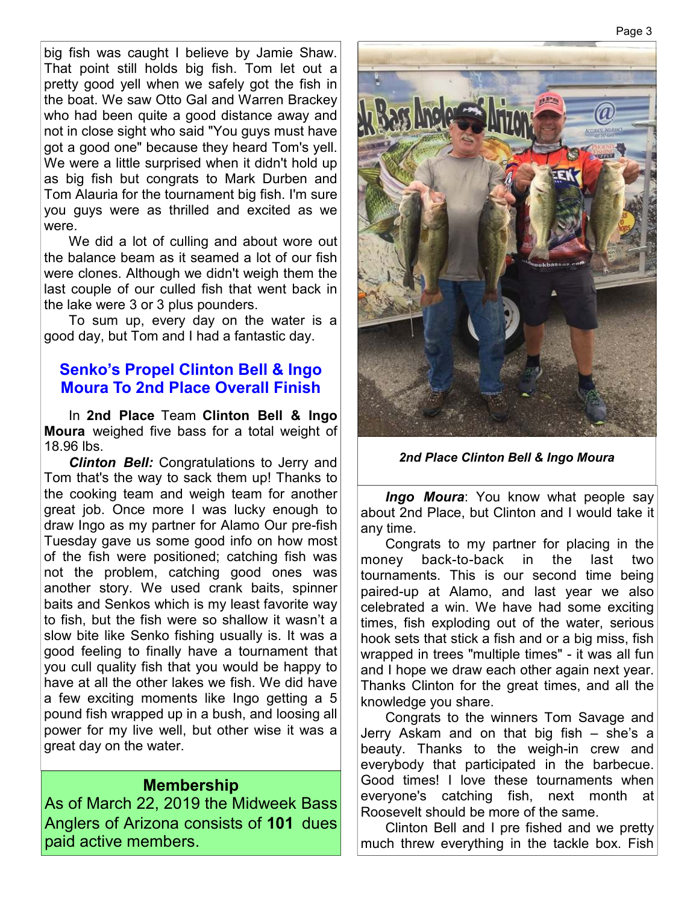big fish was caught I believe by Jamie Shaw. That point still holds big fish. Tom let out a pretty good yell when we safely got the fish in the boat. We saw Otto Gal and Warren Brackey who had been quite a good distance away and not in close sight who said "You guys must have got a good one" because they heard Tom's yell. We were a little surprised when it didn't hold up as big fish but congrats to Mark Durben and Tom Alauria for the tournament big fish. I'm sure you guys were as thrilled and excited as we were.

We did a lot of culling and about wore out the balance beam as it seamed a lot of our fish were clones. Although we didn't weigh them the last couple of our culled fish that went back in the lake were 3 or 3 plus pounders.

To sum up, every day on the water is a good day, but Tom and I had a fantastic day.

## Senko's Propel Clinton Bell & Ingo Moura To 2nd Place Overall Finish

In **2nd Place** Team **Clinton Bell & Ingo Moura** weighed five bass for a total weight of 18.96 lbs.

***Clinton Bell:*** Congratulations to Jerry and Tom that's the way to sack them up! Thanks to the cooking team and weigh team for another great job. Once more I was lucky enough to draw Ingo as my partner for Alamo Our pre-fish Tuesday gave us some good info on how most of the fish were positioned; catching fish was not the problem, catching good ones was another story. We used crank baits, spinner baits and Senkos which is my least favorite way to fish, but the fish were so shallow it wasn't a slow bite like Senko fishing usually is. It was a good feeling to finally have a tournament that you cull quality fish that you would be happy to have at all the other lakes we fish. We did have a few exciting moments like Ingo getting a 5 pound fish wrapped up in a bush, and loosing all power for my live well, but other wise it was a great day on the water.

***2nd Place Clinton Bell & Ingo Moura***

***Ingo Moura***: You know what people say about 2nd Place, but Clinton and I would take it any time.

Congrats to my partner for placing in the money back-to-back in the last two tournaments. This is our second time being paired-up at Alamo, and last year we also celebrated a win. We have had some exciting times, fish exploding out of the water, serious hook sets that stick a fish and or a big miss, fish wrapped in trees "multiple times" - it was all fun and I hope we draw each other again next year. Thanks Clinton for the great times, and all the knowledge you share.

Congrats to the winners Tom Savage and Jerry Askam and on that big fish – she's a beauty. Thanks to the weigh-in crew and everybody that participated in the barbecue. Good times! I love these tournaments when everyone's catching fish, next month at Roosevelt should be more of the same.

Clinton Bell and I pre fished and we pretty much threw everything in the tackle box. Fish

### Membership

As of March 22, 2019 the Midweek Bass Anglers of Arizona consists of **101** dues paid active members.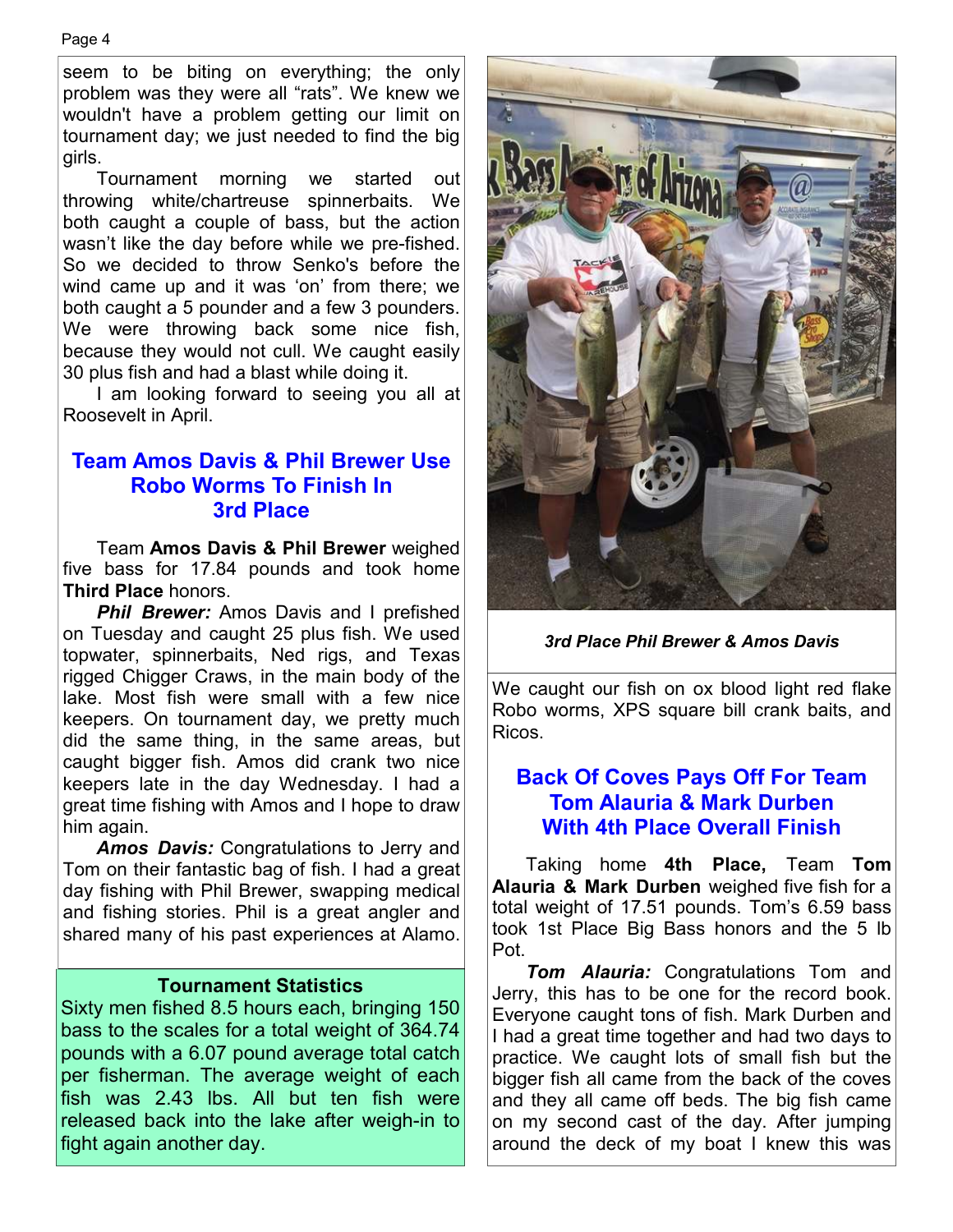seem to be biting on everything; the only problem was they were all "rats". We knew we wouldn't have a problem getting our limit on tournament day; we just needed to find the big girls.

Tournament morning we started out throwing white/chartreuse spinnerbaits. We both caught a couple of bass, but the action wasn't like the day before while we pre-fished. So we decided to throw Senko's before the wind came up and it was 'on' from there; we both caught a 5 pounder and a few 3 pounders. We were throwing back some nice fish, because they would not cull. We caught easily 30 plus fish and had a blast while doing it.

I am looking forward to seeing you all at Roosevelt in April.

## Team Amos Davis & Phil Brewer Use Robo Worms To Finish In 3rd Place

Team **Amos Davis & Phil Brewer** weighed five bass for 17.84 pounds and took home **Third Place** honors.

***Phil Brewer:*** Amos Davis and I prefished on Tuesday and caught 25 plus fish. We used topwater, spinnerbaits, Ned rigs, and Texas rigged Chigger Craws, in the main body of the lake. Most fish were small with a few nice keepers. On tournament day, we pretty much did the same thing, in the same areas, but caught bigger fish. Amos did crank two nice keepers late in the day Wednesday. I had a great time fishing with Amos and I hope to draw him again.

***Amos Davis:*** Congratulations to Jerry and Tom on their fantastic bag of fish. I had a great day fishing with Phil Brewer, swapping medical and fishing stories. Phil is a great angler and shared many of his past experiences at Alamo.

**Tournament Statistics**

Sixty men fished 8.5 hours each, bringing 150 bass to the scales for a total weight of 364.74 pounds with a 6.07 pound average total catch per fisherman. The average weight of each fish was 2.43 lbs. All but ten fish were released back into the lake after weigh-in to fight again another day.

***3rd Place Phil Brewer & Amos Davis***

We caught our fish on ox blood light red flake Robo worms, XPS square bill crank baits, and Ricos.

## Back Of Coves Pays Off For Team Tom Alauria & Mark Durben With 4th Place Overall Finish

Taking home **4th Place,** Team **Tom Alauria & Mark Durben** weighed five fish for a total weight of 17.51 pounds. Tom's 6.59 bass took 1st Place Big Bass honors and the 5 lb Pot.

***Tom Alauria:*** Congratulations Tom and Jerry, this has to be one for the record book. Everyone caught tons of fish. Mark Durben and I had a great time together and had two days to practice. We caught lots of small fish but the bigger fish all came from the back of the coves and they all came off beds. The big fish came on my second cast of the day. After jumping around the deck of my boat I knew this was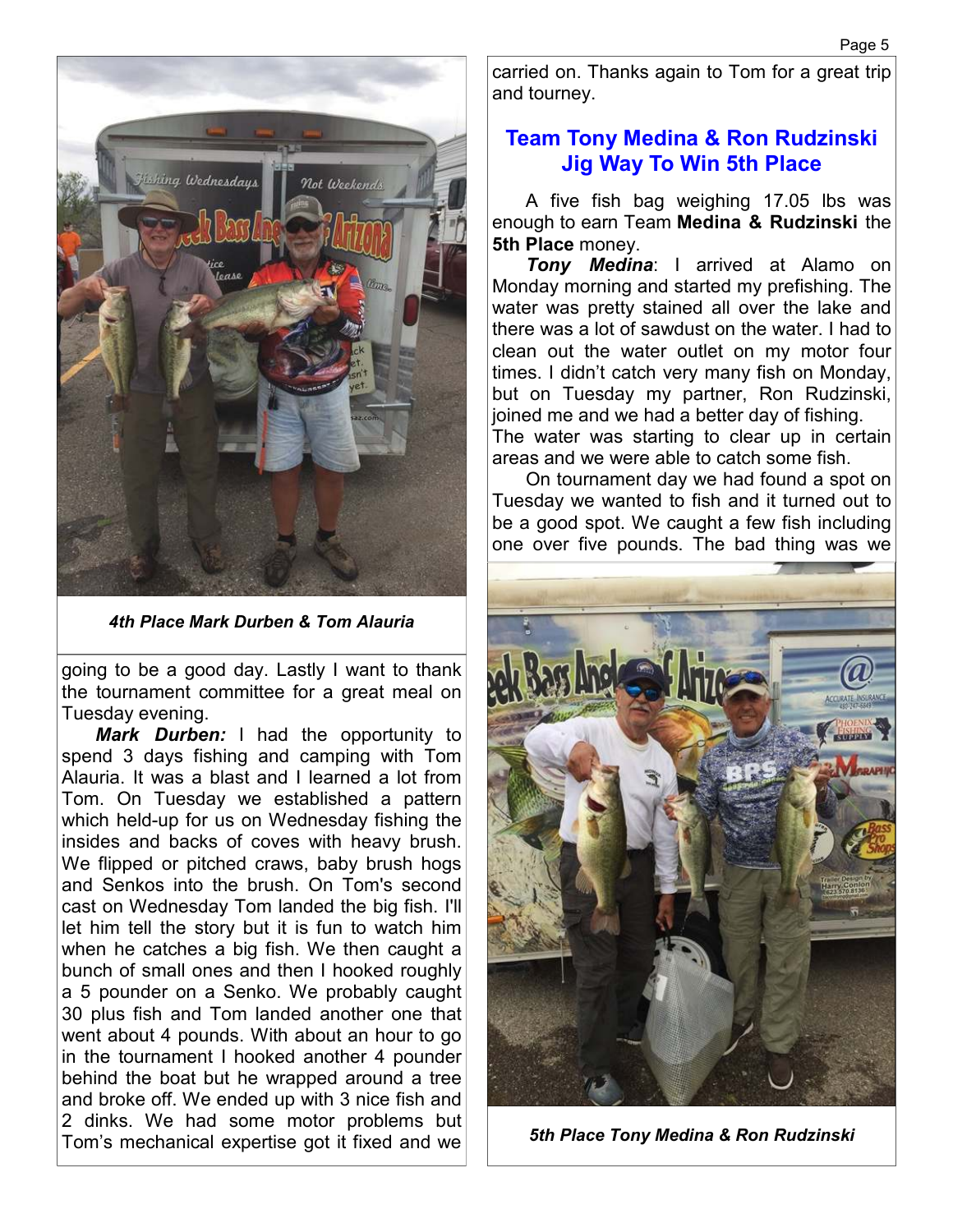*4th Place Mark Durben & Tom Alauria*

going to be a good day. Lastly I want to thank the tournament committee for a great meal on Tuesday evening.

***Mark Durben:*** I had the opportunity to spend 3 days fishing and camping with Tom Alauria. It was a blast and I learned a lot from Tom. On Tuesday we established a pattern which held-up for us on Wednesday fishing the insides and backs of coves with heavy brush. We flipped or pitched craws, baby brush hogs and Senkos into the brush. On Tom's second cast on Wednesday Tom landed the big fish. I'll let him tell the story but it is fun to watch him when he catches a big fish. We then caught a bunch of small ones and then I hooked roughly a 5 pounder on a Senko. We probably caught 30 plus fish and Tom landed another one that went about 4 pounds. With about an hour to go in the tournament I hooked another 4 pounder behind the boat but he wrapped around a tree and broke off. We ended up with 3 nice fish and 2 dinks. We had some motor problems but Tom's mechanical expertise got it fixed and we carried on. Thanks again to Tom for a great trip and tourney.

## Team Tony Medina & Ron Rudzinski Jig Way To Win 5th Place

A five fish bag weighing 17.05 lbs was enough to earn Team **Medina & Rudzinski** the **5th Place** money.

***Tony Medina***: I arrived at Alamo on Monday morning and started my prefishing. The water was pretty stained all over the lake and there was a lot of sawdust on the water. I had to clean out the water outlet on my motor four times. I didn't catch very many fish on Monday, but on Tuesday my partner, Ron Rudzinski, joined me and we had a better day of fishing. The water was starting to clear up in certain areas and we were able to catch some fish.

On tournament day we had found a spot on Tuesday we wanted to fish and it turned out to be a good spot. We caught a few fish including one over five pounds. The bad thing was we

*5th Place Tony Medina & Ron Rudzinski*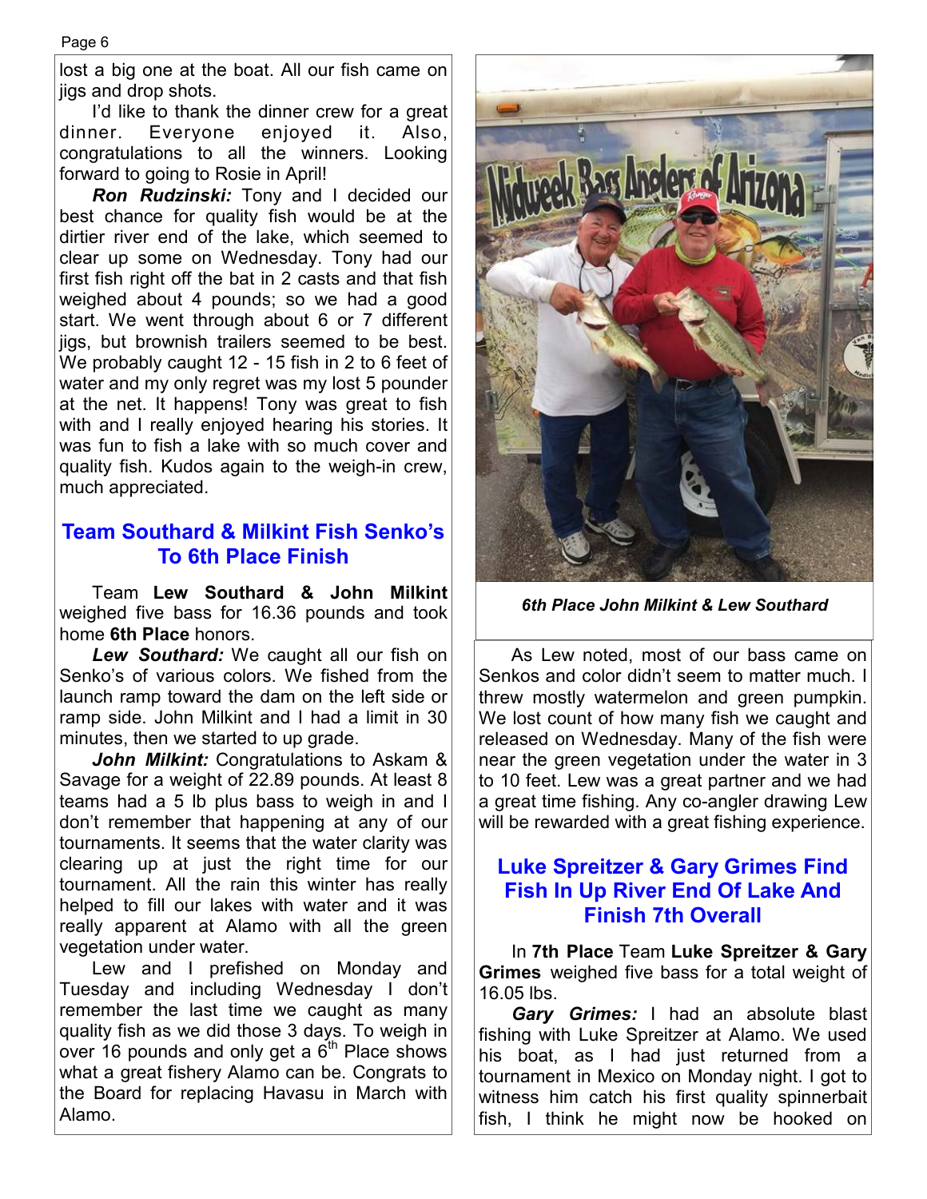lost a big one at the boat. All our fish came on jigs and drop shots.

I'd like to thank the dinner crew for a great dinner. Everyone enjoyed it. Also, congratulations to all the winners. Looking forward to going to Rosie in April!

***Ron Rudzinski:*** Tony and I decided our best chance for quality fish would be at the dirtier river end of the lake, which seemed to clear up some on Wednesday. Tony had our first fish right off the bat in 2 casts and that fish weighed about 4 pounds; so we had a good start. We went through about 6 or 7 different jigs, but brownish trailers seemed to be best. We probably caught 12 - 15 fish in 2 to 6 feet of water and my only regret was my lost 5 pounder at the net. It happens! Tony was great to fish with and I really enjoyed hearing his stories. It was fun to fish a lake with so much cover and quality fish. Kudos again to the weigh-in crew, much appreciated.

## Team Southard & Milkint Fish Senko's To 6th Place Finish

Team **Lew Southard & John Milkint** weighed five bass for 16.36 pounds and took home **6th Place** honors.

***Lew Southard:*** We caught all our fish on Senko's of various colors. We fished from the launch ramp toward the dam on the left side or ramp side. John Milkint and I had a limit in 30 minutes, then we started to up grade.

***John Milkint:*** Congratulations to Askam & Savage for a weight of 22.89 pounds. At least 8 teams had a 5 lb plus bass to weigh in and I don't remember that happening at any of our tournaments. It seems that the water clarity was clearing up at just the right time for our tournament. All the rain this winter has really helped to fill our lakes with water and it was really apparent at Alamo with all the green vegetation under water.

Lew and I prefished on Monday and Tuesday and including Wednesday I don't remember the last time we caught as many quality fish as we did those 3 days. To weigh in over 16 pounds and only get a 6th Place shows what a great fishery Alamo can be. Congrats to the Board for replacing Havasu in March with Alamo.

*6th Place John Milkint & Lew Southard*

As Lew noted, most of our bass came on Senkos and color didn't seem to matter much. I threw mostly watermelon and green pumpkin. We lost count of how many fish we caught and released on Wednesday. Many of the fish were near the green vegetation under the water in 3 to 10 feet. Lew was a great partner and we had a great time fishing. Any co-angler drawing Lew will be rewarded with a great fishing experience.

## Luke Spreitzer & Gary Grimes Find Fish In Up River End Of Lake And Finish 7th Overall

In **7th Place** Team **Luke Spreitzer & Gary Grimes** weighed five bass for a total weight of 16.05 lbs.

***Gary Grimes:*** I had an absolute blast fishing with Luke Spreitzer at Alamo. We used his boat, as I had just returned from a tournament in Mexico on Monday night. I got to witness him catch his first quality spinnerbait fish, I think he might now be hooked on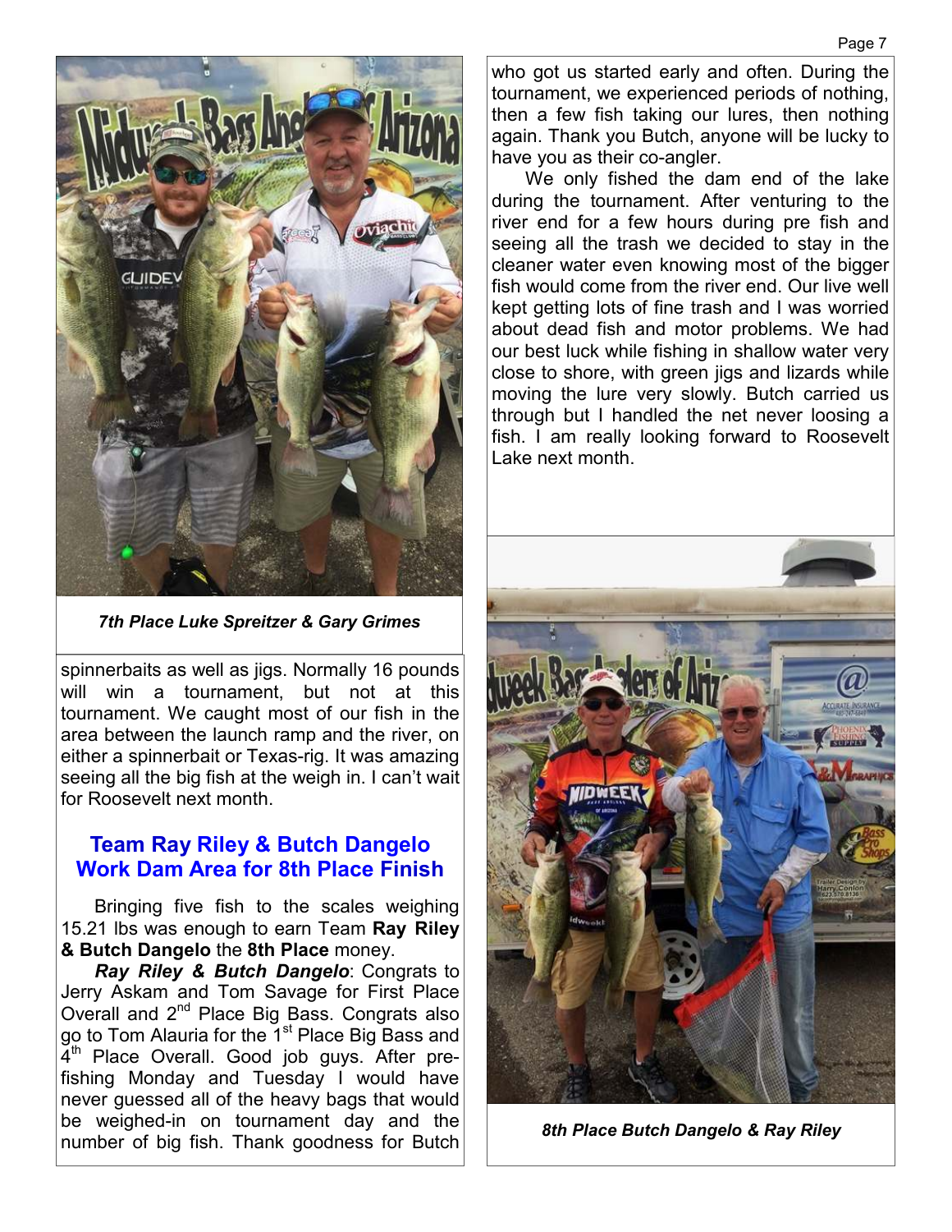*7th Place Luke Spreitzer & Gary Grimes*

spinnerbaits as well as jigs. Normally 16 pounds will win a tournament, but not at this tournament. We caught most of our fish in the area between the launch ramp and the river, on either a spinnerbait or Texas-rig. It was amazing seeing all the big fish at the weigh in. I can't wait for Roosevelt next month.

## Team Ray Riley & Butch Dangelo Work Dam Area for 8th Place Finish

Bringing five fish to the scales weighing 15.21 lbs was enough to earn Team **Ray Riley & Butch Dangelo** the **8th Place** money.

***Ray Riley & Butch Dangelo***: Congrats to Jerry Askam and Tom Savage for First Place Overall and 2nd Place Big Bass. Congrats also go to Tom Alauria for the 1st Place Big Bass and 4th Place Overall. Good job guys. After pre-fishing Monday and Tuesday I would have never guessed all of the heavy bags that would be weighed-in on tournament day and the number of big fish. Thank goodness for Butch who got us started early and often. During the tournament, we experienced periods of nothing, then a few fish taking our lures, then nothing again. Thank you Butch, anyone will be lucky to have you as their co-angler.

We only fished the dam end of the lake during the tournament. After venturing to the river end for a few hours during pre fish and seeing all the trash we decided to stay in the cleaner water even knowing most of the bigger fish would come from the river end. Our live well kept getting lots of fine trash and I was worried about dead fish and motor problems. We had our best luck while fishing in shallow water very close to shore, with green jigs and lizards while moving the lure very slowly. Butch carried us through but I handled the net never loosing a fish. I am really looking forward to Roosevelt Lake next month.

*8th Place Butch Dangelo & Ray Riley*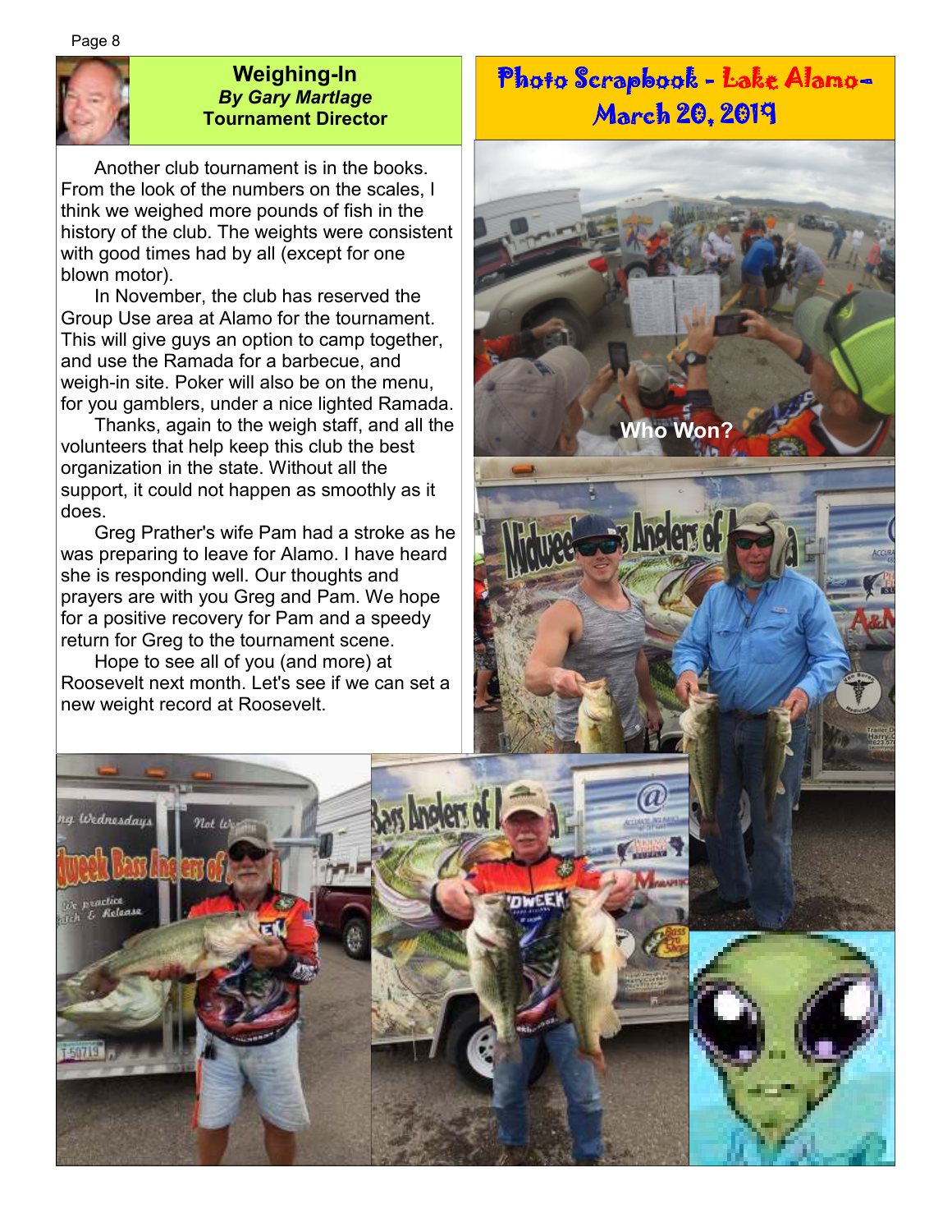## Weighing-In

***By Gary Martlage***

**Tournament Director**

Another club tournament is in the books. From the look of the numbers on the scales, I think we weighed more pounds of fish in the history of the club. The weights were consistent with good times had by all (except for one blown motor).

In November, the club has reserved the Group Use area at Alamo for the tournament. This will give guys an option to camp together, and use the Ramada for a barbecue, and weigh-in site. Poker will also be on the menu, for you gamblers, under a nice lighted Ramada.

Thanks, again to the weigh staff, and all the volunteers that help keep this club the best organization in the state. Without all the support, it could not happen as smoothly as it does.

Greg Prather's wife Pam had a stroke as he was preparing to leave for Alamo. I have heard she is responding well. Our thoughts and prayers are with you Greg and Pam. We hope for a positive recovery for Pam and a speedy return for Greg to the tournament scene.

Hope to see all of you (and more) at Roosevelt next month. Let's see if we can set a new weight record at Roosevelt.

## Photo Scrapbook - Lake Alamo- March 20, 2019

**Who Won?**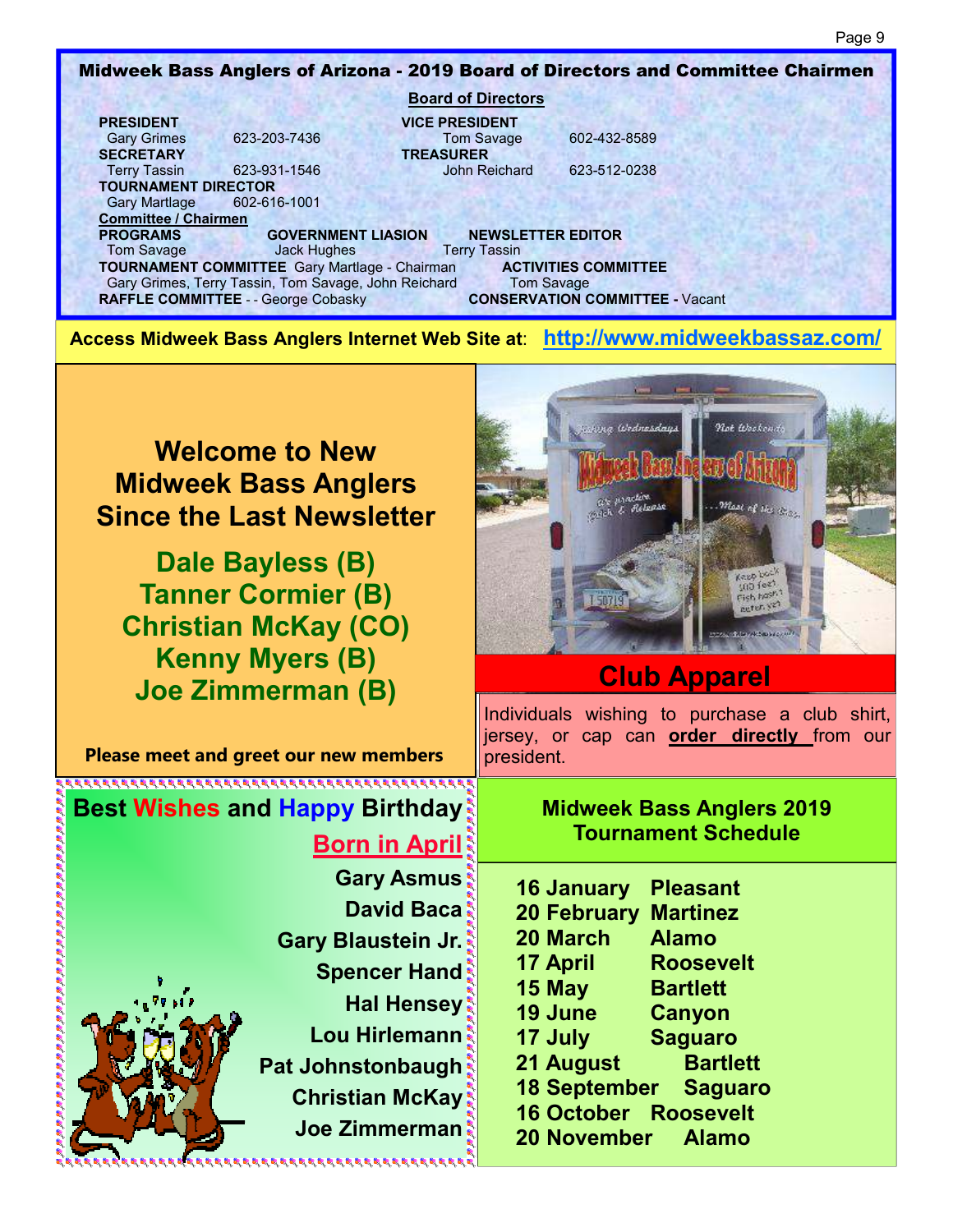## Midweek Bass Anglers of Arizona - 2019 Board of Directors and Committee Chairmen

**Board of Directors**

**PRESIDENT**
Gary Grimes 623-203-7436

**VICE PRESIDENT**
Tom Savage 602-432-8589

**SECRETARY**
Terry Tassin 623-931-1546

**TREASURER**
John Reichard 623-512-0238

**TOURNAMENT DIRECTOR**
Gary Martlage 602-616-1001

**Committee / Chairmen**

**PROGRAMS**
Tom Savage

**GOVERNMENT LIASION**
Jack Hughes

**NEWSLETTER EDITOR**
Terry Tassin

**TOURNAMENT COMMITTEE** Gary Martlage - Chairman
Gary Grimes, Terry Tassin, Tom Savage, John Reichard

**ACTIVITIES COMMITTEE**
Tom Savage

**RAFFLE COMMITTEE** - - George Cobasky

**CONSERVATION COMMITTEE** - Vacant

**Access Midweek Bass Anglers Internet Web Site at**: http://www.midweekbassaz.com/

## Welcome to New Midweek Bass Anglers Since the Last Newsletter

**Dale Bayless (B)**
**Tanner Cormier (B)**
**Christian McKay (CO)**
**Kenny Myers (B)**
**Joe Zimmerman (B)**

**Please meet and greet our new members**

## Club Apparel

Individuals wishing to purchase a club shirt, jersey, or cap can **order directly** from our president.

## Best Wishes and Happy Birthday

**Born in April**

Gary Asmus
David Baca
Gary Blaustein Jr.
Spencer Hand
Hal Hensey
Lou Hirlemann
Pat Johnstonbaugh
Christian McKay
Joe Zimmerman

## Midweek Bass Anglers 2019 Tournament Schedule

| | |
|---|---|
| 16 January | Pleasant |
| 20 February | Martinez |
| 20 March | Alamo |
| 17 April | Roosevelt |
| 15 May | Bartlett |
| 19 June | Canyon |
| 17 July | Saguaro |
| 21 August | Bartlett |
| 18 September | Saguaro |
| 16 October | Roosevelt |
| 20 November | Alamo |